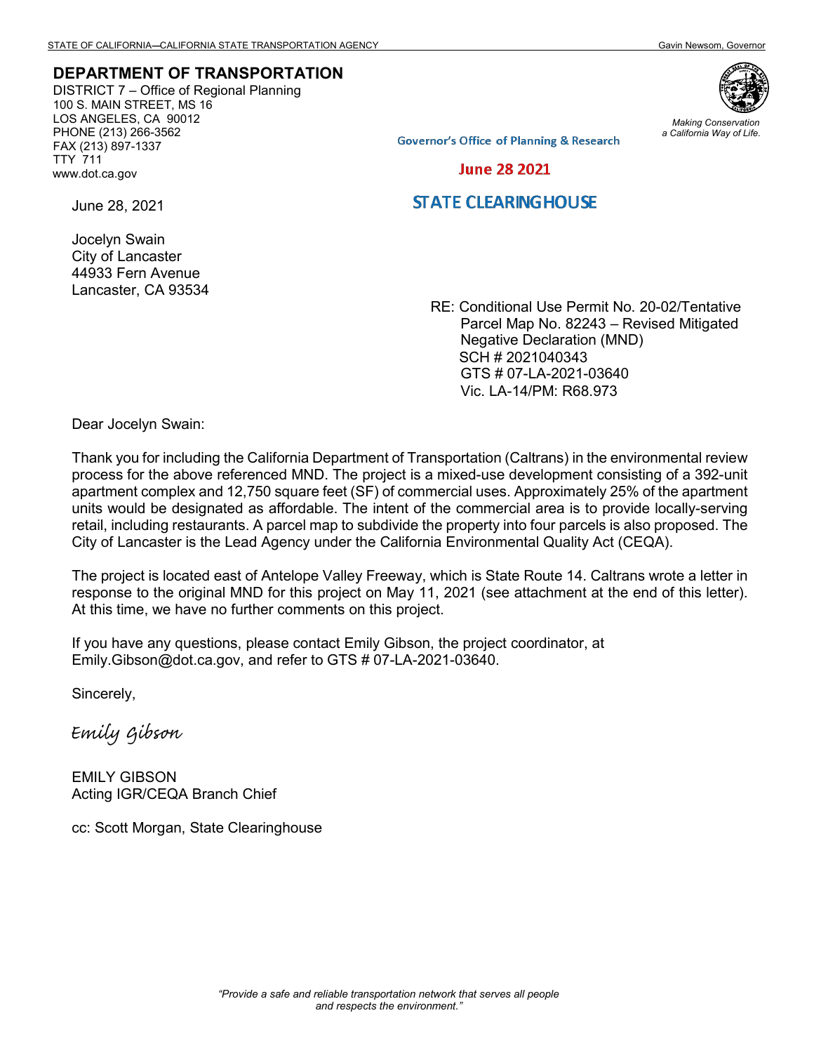STATE OF CALIFORNIA—CALIFORNIA STATE TRANSPORTATION AGENCY Gavin Newsom, Governor

**DEPARTMENT OF TRANSPORTATION**
DISTRICT 7 – Office of Regional Planning
100 S. MAIN STREET, MS 16
LOS ANGELES, CA 90012
PHONE (213) 266-3562
FAX (213) 897-1337
TTY 711
www.dot.ca.gov

*Making Conservation a California Way of Life.*

Governor's Office of Planning & Research

**June 28 2021**

**STATE CLEARINGHOUSE**

June 28, 2021

Jocelyn Swain
City of Lancaster
44933 Fern Avenue
Lancaster, CA 93534

RE: Conditional Use Permit No. 20-02/Tentative Parcel Map No. 82243 – Revised Mitigated Negative Declaration (MND)
SCH # 2021040343
GTS # 07-LA-2021-03640
Vic. LA-14/PM: R68.973

Dear Jocelyn Swain:

Thank you for including the California Department of Transportation (Caltrans) in the environmental review process for the above referenced MND. The project is a mixed-use development consisting of a 392-unit apartment complex and 12,750 square feet (SF) of commercial uses. Approximately 25% of the apartment units would be designated as affordable. The intent of the commercial area is to provide locally-serving retail, including restaurants. A parcel map to subdivide the property into four parcels is also proposed. The City of Lancaster is the Lead Agency under the California Environmental Quality Act (CEQA).

The project is located east of Antelope Valley Freeway, which is State Route 14. Caltrans wrote a letter in response to the original MND for this project on May 11, 2021 (see attachment at the end of this letter). At this time, we have no further comments on this project.

If you have any questions, please contact Emily Gibson, the project coordinator, at Emily.Gibson@dot.ca.gov, and refer to GTS # 07-LA-2021-03640.

Sincerely,

*Emily Gibson*

EMILY GIBSON
Acting IGR/CEQA Branch Chief

cc: Scott Morgan, State Clearinghouse

*"Provide a safe and reliable transportation network that serves all people and respects the environment."*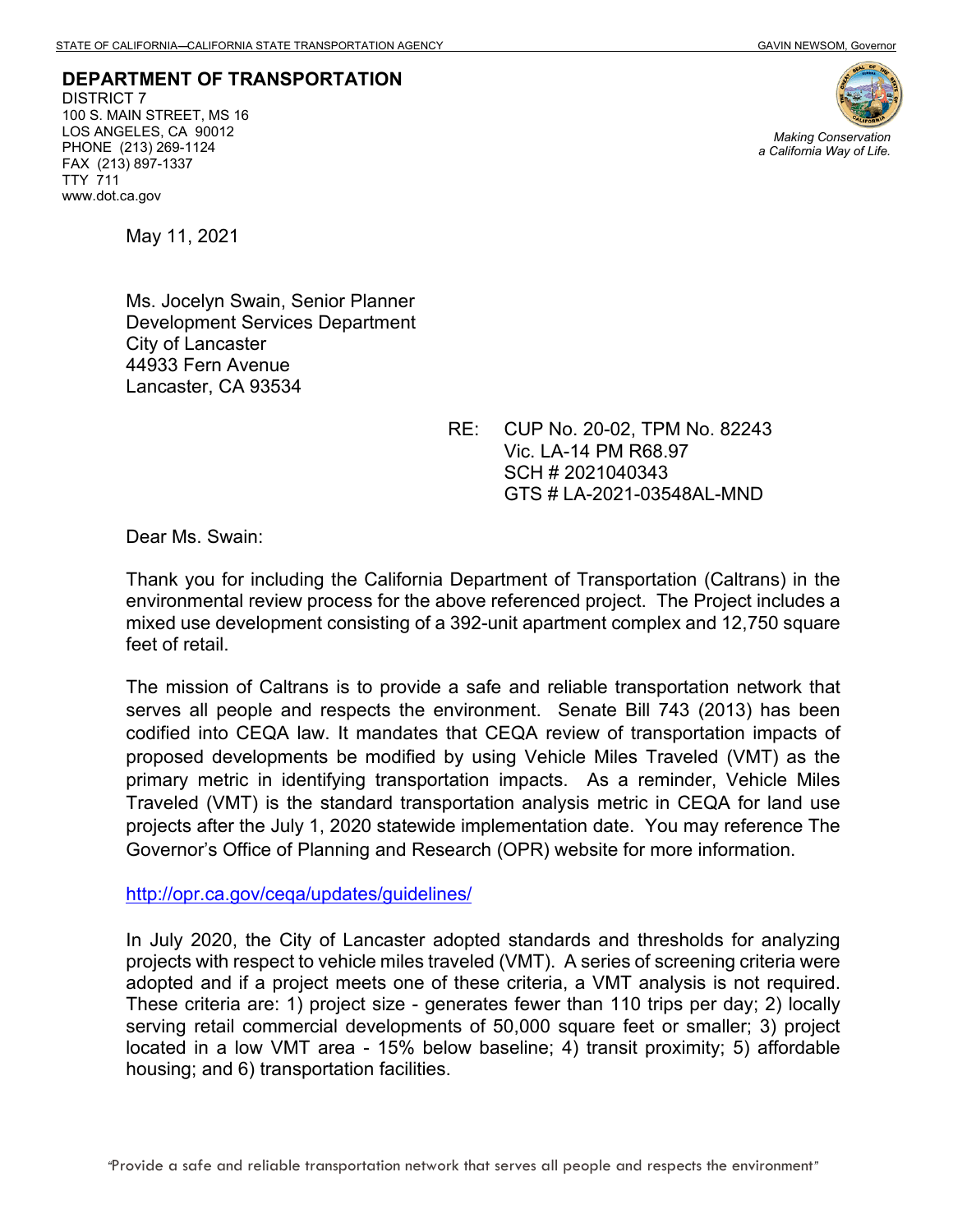STATE OF CALIFORNIA—CALIFORNIA STATE TRANSPORTATION AGENCY GAVIN NEWSOM, Governor

**DEPARTMENT OF TRANSPORTATION**
DISTRICT 7
100 S. MAIN STREET, MS 16
LOS ANGELES, CA 90012
PHONE (213) 269-1124
FAX (213) 897-1337
TTY 711
www.dot.ca.gov

*Making Conservation a California Way of Life.*

May 11, 2021

Ms. Jocelyn Swain, Senior Planner
Development Services Department
City of Lancaster
44933 Fern Avenue
Lancaster, CA 93534

RE: CUP No. 20-02, TPM No. 82243
Vic. LA-14 PM R68.97
SCH # 2021040343
GTS # LA-2021-03548AL-MND

Dear Ms. Swain:

Thank you for including the California Department of Transportation (Caltrans) in the environmental review process for the above referenced project. The Project includes a mixed use development consisting of a 392-unit apartment complex and 12,750 square feet of retail.

The mission of Caltrans is to provide a safe and reliable transportation network that serves all people and respects the environment. Senate Bill 743 (2013) has been codified into CEQA law. It mandates that CEQA review of transportation impacts of proposed developments be modified by using Vehicle Miles Traveled (VMT) as the primary metric in identifying transportation impacts. As a reminder, Vehicle Miles Traveled (VMT) is the standard transportation analysis metric in CEQA for land use projects after the July 1, 2020 statewide implementation date. You may reference The Governor's Office of Planning and Research (OPR) website for more information.

http://opr.ca.gov/ceqa/updates/guidelines/

In July 2020, the City of Lancaster adopted standards and thresholds for analyzing projects with respect to vehicle miles traveled (VMT). A series of screening criteria were adopted and if a project meets one of these criteria, a VMT analysis is not required. These criteria are: 1) project size - generates fewer than 110 trips per day; 2) locally serving retail commercial developments of 50,000 square feet or smaller; 3) project located in a low VMT area - 15% below baseline; 4) transit proximity; 5) affordable housing; and 6) transportation facilities.

"Provide a safe and reliable transportation network that serves all people and respects the environment"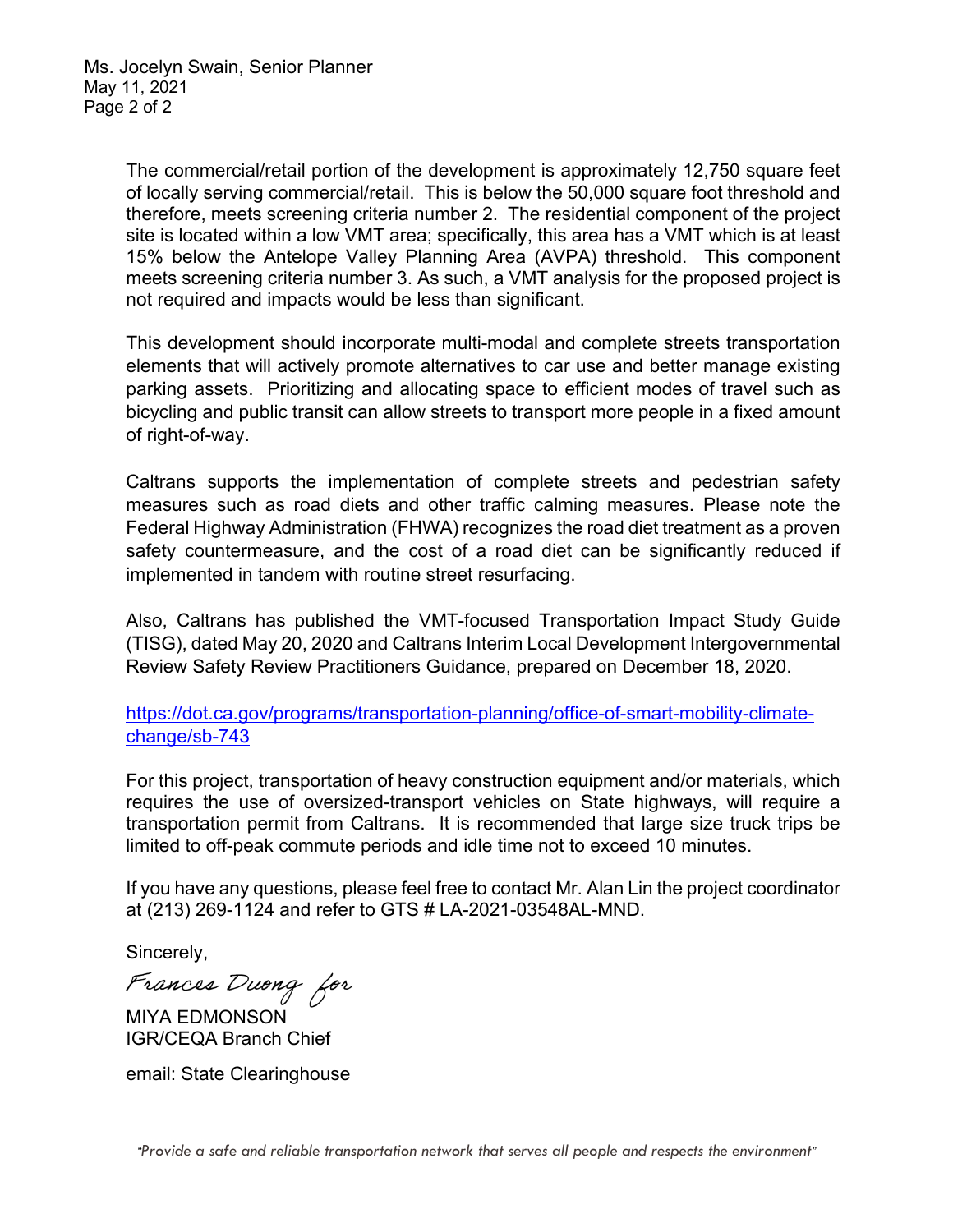The commercial/retail portion of the development is approximately 12,750 square feet of locally serving commercial/retail. This is below the 50,000 square foot threshold and therefore, meets screening criteria number 2. The residential component of the project site is located within a low VMT area; specifically, this area has a VMT which is at least 15% below the Antelope Valley Planning Area (AVPA) threshold. This component meets screening criteria number 3. As such, a VMT analysis for the proposed project is not required and impacts would be less than significant.

This development should incorporate multi-modal and complete streets transportation elements that will actively promote alternatives to car use and better manage existing parking assets. Prioritizing and allocating space to efficient modes of travel such as bicycling and public transit can allow streets to transport more people in a fixed amount of right-of-way.

Caltrans supports the implementation of complete streets and pedestrian safety measures such as road diets and other traffic calming measures. Please note the Federal Highway Administration (FHWA) recognizes the road diet treatment as a proven safety countermeasure, and the cost of a road diet can be significantly reduced if implemented in tandem with routine street resurfacing.

Also, Caltrans has published the VMT-focused Transportation Impact Study Guide (TISG), dated May 20, 2020 and Caltrans Interim Local Development Intergovernmental Review Safety Review Practitioners Guidance, prepared on December 18, 2020.

https://dot.ca.gov/programs/transportation-planning/office-of-smart-mobility-climate-change/sb-743

For this project, transportation of heavy construction equipment and/or materials, which requires the use of oversized-transport vehicles on State highways, will require a transportation permit from Caltrans. It is recommended that large size truck trips be limited to off-peak commute periods and idle time not to exceed 10 minutes.

If you have any questions, please feel free to contact Mr. Alan Lin the project coordinator at (213) 269-1124 and refer to GTS # LA-2021-03548AL-MND.

Sincerely,

*Frances Duong for*

MIYA EDMONSON
IGR/CEQA Branch Chief

email: State Clearinghouse